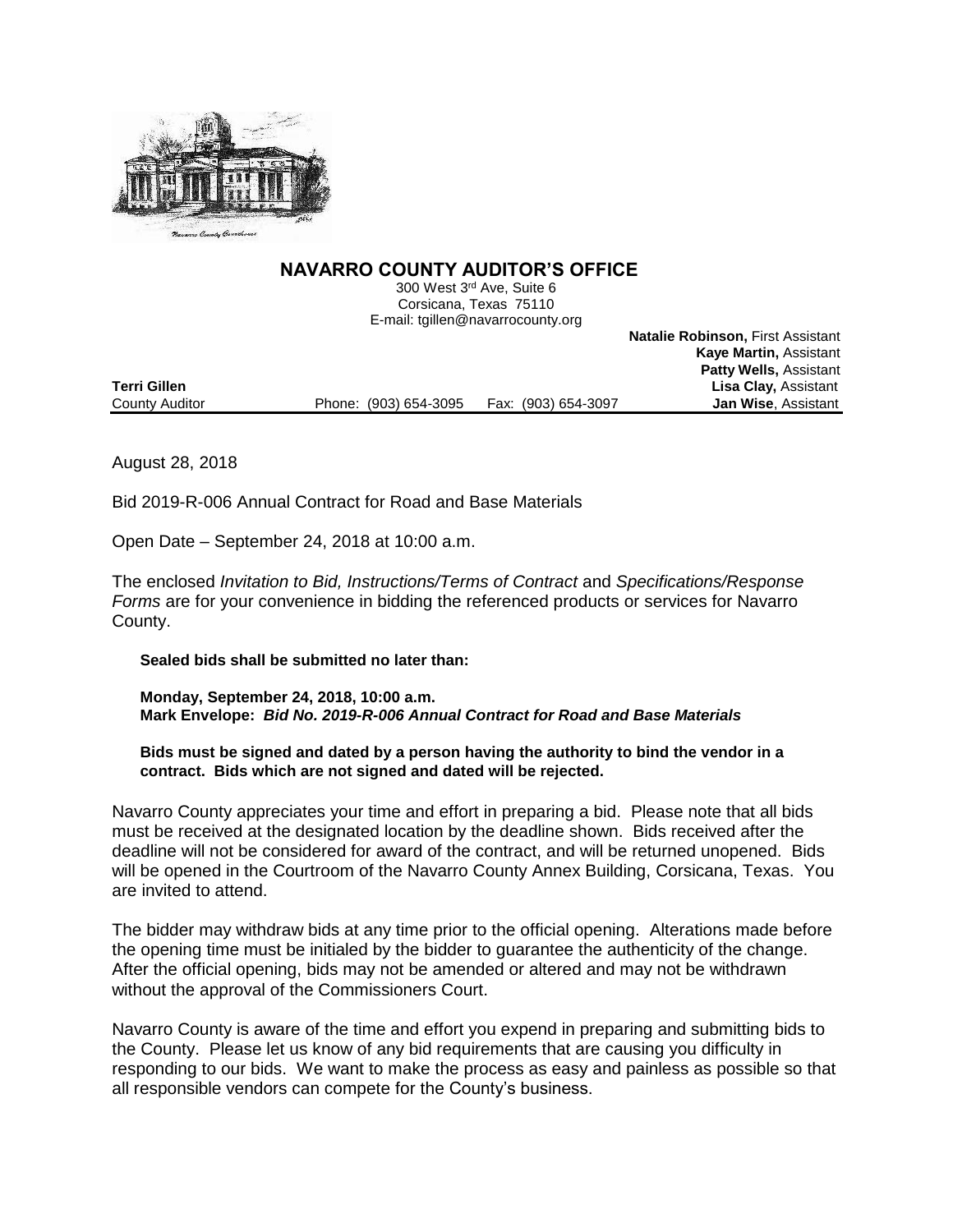## NAVARRO COUNTY AUDITOR'S OFFICE

300 West 3rd Ave, Suite 6
Corsicana, Texas 75110
E-mail: tgillen@navarrocounty.org

**Natalie Robinson,** First Assistant
**Kaye Martin,** Assistant
**Patty Wells,** Assistant
**Lisa Clay,** Assistant
**Jan Wise**, Assistant

**Terri Gillen**
County Auditor

Phone: (903) 654-3095 Fax: (903) 654-3097

---

August 28, 2018

Bid 2019-R-006 Annual Contract for Road and Base Materials

Open Date – September 24, 2018 at 10:00 a.m.

The enclosed *Invitation to Bid, Instructions/Terms of Contract* and *Specifications/Response Forms* are for your convenience in bidding the referenced products or services for Navarro County.

**Sealed bids shall be submitted no later than:**

**Monday, September 24, 2018, 10:00 a.m.**
**Mark Envelope:** ***Bid No. 2019-R-006 Annual Contract for Road and Base Materials***

**Bids must be signed and dated by a person having the authority to bind the vendor in a contract. Bids which are not signed and dated will be rejected.**

Navarro County appreciates your time and effort in preparing a bid. Please note that all bids must be received at the designated location by the deadline shown. Bids received after the deadline will not be considered for award of the contract, and will be returned unopened. Bids will be opened in the Courtroom of the Navarro County Annex Building, Corsicana, Texas. You are invited to attend.

The bidder may withdraw bids at any time prior to the official opening. Alterations made before the opening time must be initialed by the bidder to guarantee the authenticity of the change. After the official opening, bids may not be amended or altered and may not be withdrawn without the approval of the Commissioners Court.

Navarro County is aware of the time and effort you expend in preparing and submitting bids to the County. Please let us know of any bid requirements that are causing you difficulty in responding to our bids. We want to make the process as easy and painless as possible so that all responsible vendors can compete for the County's business.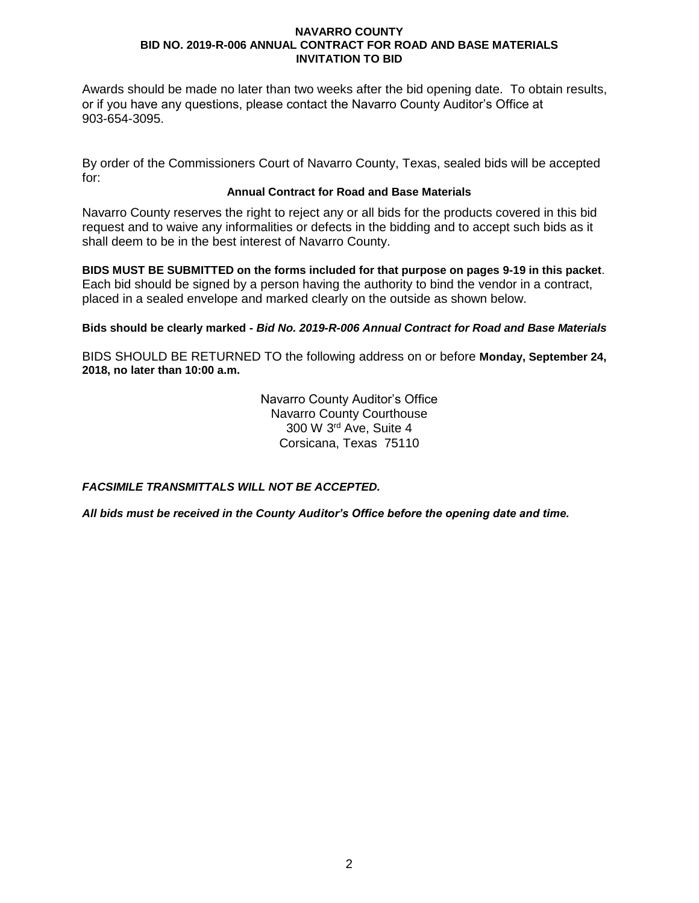Awards should be made no later than two weeks after the bid opening date. To obtain results, or if you have any questions, please contact the Navarro County Auditor's Office at 903-654-3095.

By order of the Commissioners Court of Navarro County, Texas, sealed bids will be accepted for:

**Annual Contract for Road and Base Materials**

Navarro County reserves the right to reject any or all bids for the products covered in this bid request and to waive any informalities or defects in the bidding and to accept such bids as it shall deem to be in the best interest of Navarro County.

**BIDS MUST BE SUBMITTED on the forms included for that purpose on pages 9-19 in this packet**. Each bid should be signed by a person having the authority to bind the vendor in a contract, placed in a sealed envelope and marked clearly on the outside as shown below.

**Bids should be clearly marked -** ***Bid No. 2019-R-006 Annual Contract for Road and Base Materials***

BIDS SHOULD BE RETURNED TO the following address on or before **Monday, September 24, 2018, no later than 10:00 a.m.**

Navarro County Auditor's Office
Navarro County Courthouse
300 W 3rd Ave, Suite 4
Corsicana, Texas 75110

***FACSIMILE TRANSMITTALS WILL NOT BE ACCEPTED.***

***All bids must be received in the County Auditor's Office before the opening date and time.***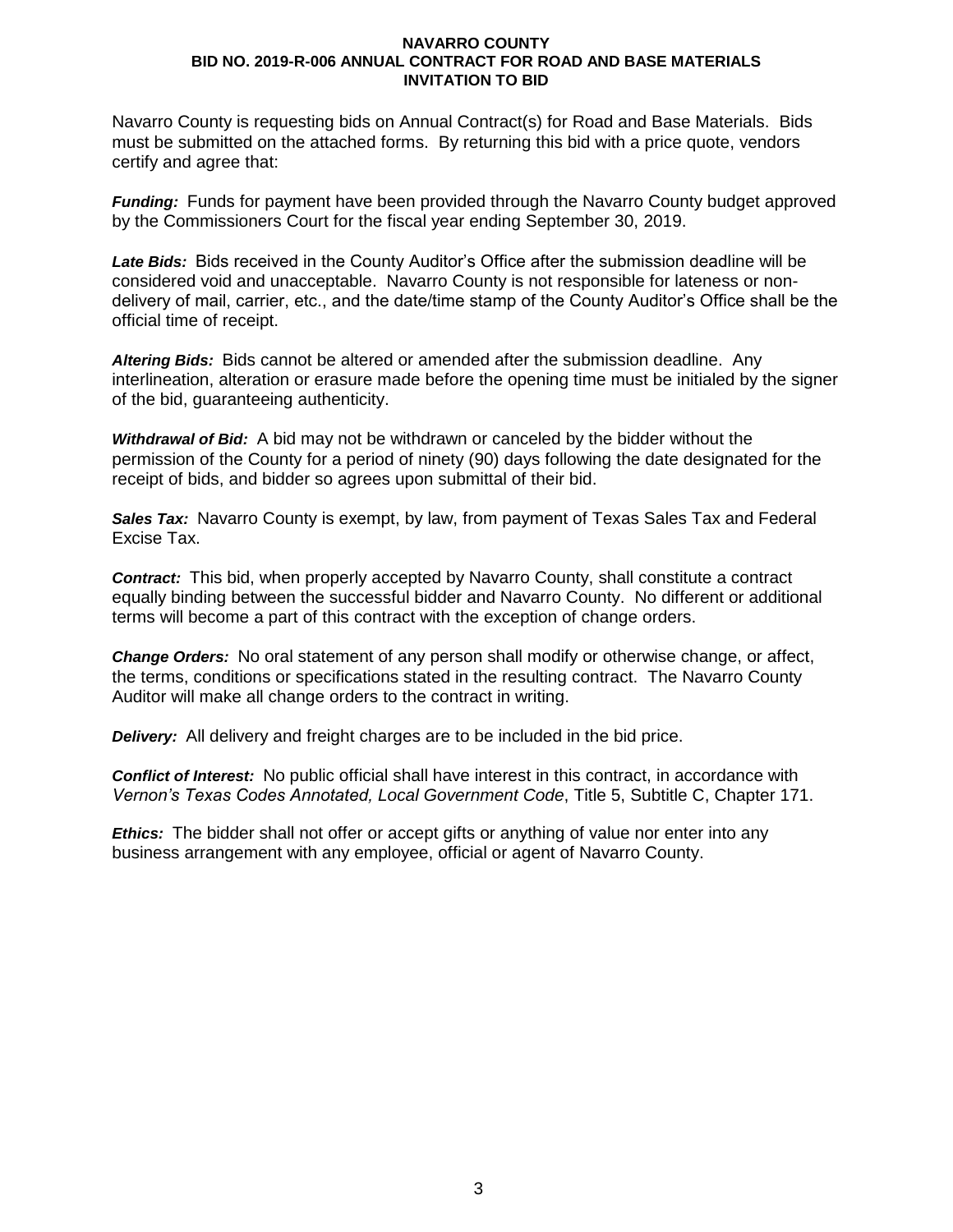**NAVARRO COUNTY**
**BID NO. 2019-R-006 ANNUAL CONTRACT FOR ROAD AND BASE MATERIALS**
**INVITATION TO BID**

Navarro County is requesting bids on Annual Contract(s) for Road and Base Materials. Bids must be submitted on the attached forms. By returning this bid with a price quote, vendors certify and agree that:

***Funding:*** Funds for payment have been provided through the Navarro County budget approved by the Commissioners Court for the fiscal year ending September 30, 2019.

***Late Bids:*** Bids received in the County Auditor's Office after the submission deadline will be considered void and unacceptable. Navarro County is not responsible for lateness or non-delivery of mail, carrier, etc., and the date/time stamp of the County Auditor's Office shall be the official time of receipt.

***Altering Bids:*** Bids cannot be altered or amended after the submission deadline. Any interlineation, alteration or erasure made before the opening time must be initialed by the signer of the bid, guaranteeing authenticity.

***Withdrawal of Bid:*** A bid may not be withdrawn or canceled by the bidder without the permission of the County for a period of ninety (90) days following the date designated for the receipt of bids, and bidder so agrees upon submittal of their bid.

***Sales Tax:*** Navarro County is exempt, by law, from payment of Texas Sales Tax and Federal Excise Tax.

***Contract:*** This bid, when properly accepted by Navarro County, shall constitute a contract equally binding between the successful bidder and Navarro County. No different or additional terms will become a part of this contract with the exception of change orders.

***Change Orders:*** No oral statement of any person shall modify or otherwise change, or affect, the terms, conditions or specifications stated in the resulting contract. The Navarro County Auditor will make all change orders to the contract in writing.

***Delivery:*** All delivery and freight charges are to be included in the bid price.

***Conflict of Interest:*** No public official shall have interest in this contract, in accordance with *Vernon's Texas Codes Annotated, Local Government Code*, Title 5, Subtitle C, Chapter 171.

***Ethics:*** The bidder shall not offer or accept gifts or anything of value nor enter into any business arrangement with any employee, official or agent of Navarro County.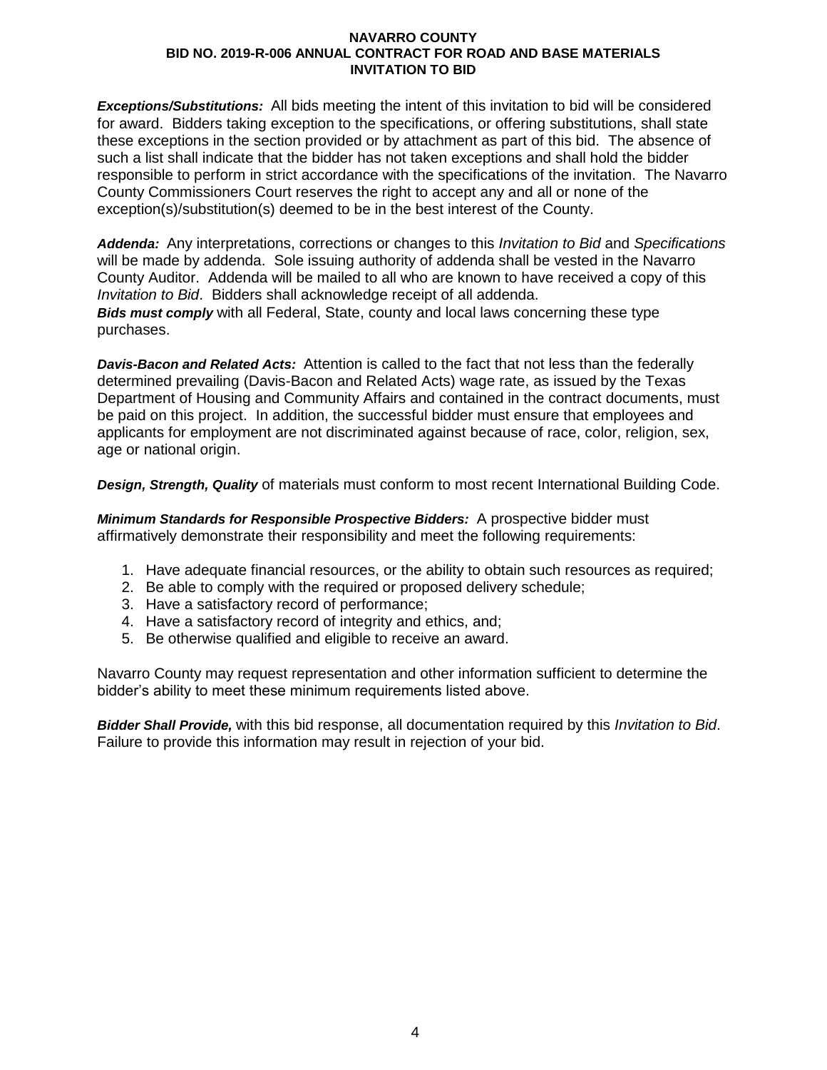***Exceptions/Substitutions:*** All bids meeting the intent of this invitation to bid will be considered for award. Bidders taking exception to the specifications, or offering substitutions, shall state these exceptions in the section provided or by attachment as part of this bid. The absence of such a list shall indicate that the bidder has not taken exceptions and shall hold the bidder responsible to perform in strict accordance with the specifications of the invitation. The Navarro County Commissioners Court reserves the right to accept any and all or none of the exception(s)/substitution(s) deemed to be in the best interest of the County.

***Addenda:*** Any interpretations, corrections or changes to this *Invitation to Bid* and *Specifications* will be made by addenda. Sole issuing authority of addenda shall be vested in the Navarro County Auditor. Addenda will be mailed to all who are known to have received a copy of this *Invitation to Bid*. Bidders shall acknowledge receipt of all addenda.
***Bids must comply*** with all Federal, State, county and local laws concerning these type purchases.

***Davis-Bacon and Related Acts:*** Attention is called to the fact that not less than the federally determined prevailing (Davis-Bacon and Related Acts) wage rate, as issued by the Texas Department of Housing and Community Affairs and contained in the contract documents, must be paid on this project. In addition, the successful bidder must ensure that employees and applicants for employment are not discriminated against because of race, color, religion, sex, age or national origin.

***Design, Strength, Quality*** of materials must conform to most recent International Building Code.

***Minimum Standards for Responsible Prospective Bidders:*** A prospective bidder must affirmatively demonstrate their responsibility and meet the following requirements:

1. Have adequate financial resources, or the ability to obtain such resources as required;
2. Be able to comply with the required or proposed delivery schedule;
3. Have a satisfactory record of performance;
4. Have a satisfactory record of integrity and ethics, and;
5. Be otherwise qualified and eligible to receive an award.

Navarro County may request representation and other information sufficient to determine the bidder's ability to meet these minimum requirements listed above.

***Bidder Shall Provide,*** with this bid response, all documentation required by this *Invitation to Bid*. Failure to provide this information may result in rejection of your bid.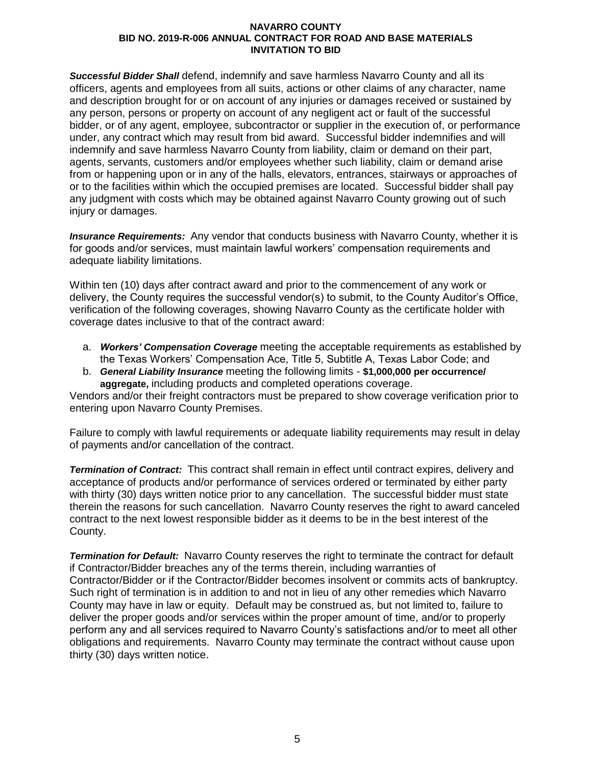***Successful Bidder Shall*** defend, indemnify and save harmless Navarro County and all its officers, agents and employees from all suits, actions or other claims of any character, name and description brought for or on account of any injuries or damages received or sustained by any person, persons or property on account of any negligent act or fault of the successful bidder, or of any agent, employee, subcontractor or supplier in the execution of, or performance under, any contract which may result from bid award. Successful bidder indemnifies and will indemnify and save harmless Navarro County from liability, claim or demand on their part, agents, servants, customers and/or employees whether such liability, claim or demand arise from or happening upon or in any of the halls, elevators, entrances, stairways or approaches of or to the facilities within which the occupied premises are located. Successful bidder shall pay any judgment with costs which may be obtained against Navarro County growing out of such injury or damages.

***Insurance Requirements:*** Any vendor that conducts business with Navarro County, whether it is for goods and/or services, must maintain lawful workers' compensation requirements and adequate liability limitations.

Within ten (10) days after contract award and prior to the commencement of any work or delivery, the County requires the successful vendor(s) to submit, to the County Auditor's Office, verification of the following coverages, showing Navarro County as the certificate holder with coverage dates inclusive to that of the contract award:

a. ***Workers' Compensation Coverage*** meeting the acceptable requirements as established by the Texas Workers' Compensation Ace, Title 5, Subtitle A, Texas Labor Code; and
b. ***General Liability Insurance*** meeting the following limits - **$1,000,000 per occurrence/ aggregate,** including products and completed operations coverage.

Vendors and/or their freight contractors must be prepared to show coverage verification prior to entering upon Navarro County Premises.

Failure to comply with lawful requirements or adequate liability requirements may result in delay of payments and/or cancellation of the contract.

***Termination of Contract:*** This contract shall remain in effect until contract expires, delivery and acceptance of products and/or performance of services ordered or terminated by either party with thirty (30) days written notice prior to any cancellation. The successful bidder must state therein the reasons for such cancellation. Navarro County reserves the right to award canceled contract to the next lowest responsible bidder as it deems to be in the best interest of the County.

***Termination for Default:*** Navarro County reserves the right to terminate the contract for default if Contractor/Bidder breaches any of the terms therein, including warranties of Contractor/Bidder or if the Contractor/Bidder becomes insolvent or commits acts of bankruptcy. Such right of termination is in addition to and not in lieu of any other remedies which Navarro County may have in law or equity. Default may be construed as, but not limited to, failure to deliver the proper goods and/or services within the proper amount of time, and/or to properly perform any and all services required to Navarro County's satisfactions and/or to meet all other obligations and requirements. Navarro County may terminate the contract without cause upon thirty (30) days written notice.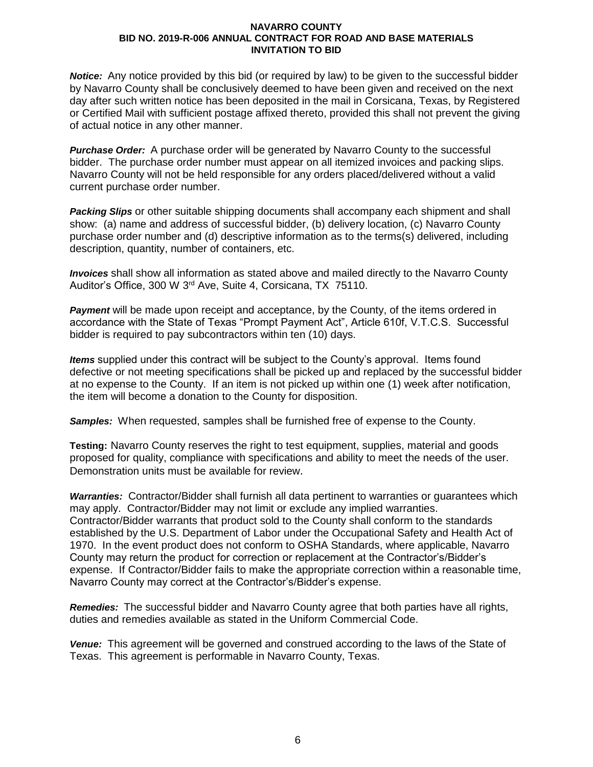***Notice:*** Any notice provided by this bid (or required by law) to be given to the successful bidder by Navarro County shall be conclusively deemed to have been given and received on the next day after such written notice has been deposited in the mail in Corsicana, Texas, by Registered or Certified Mail with sufficient postage affixed thereto, provided this shall not prevent the giving of actual notice in any other manner.

***Purchase Order:*** A purchase order will be generated by Navarro County to the successful bidder. The purchase order number must appear on all itemized invoices and packing slips. Navarro County will not be held responsible for any orders placed/delivered without a valid current purchase order number.

***Packing Slips*** or other suitable shipping documents shall accompany each shipment and shall show: (a) name and address of successful bidder, (b) delivery location, (c) Navarro County purchase order number and (d) descriptive information as to the terms(s) delivered, including description, quantity, number of containers, etc.

***Invoices*** shall show all information as stated above and mailed directly to the Navarro County Auditor's Office, 300 W 3rd Ave, Suite 4, Corsicana, TX 75110.

***Payment*** will be made upon receipt and acceptance, by the County, of the items ordered in accordance with the State of Texas "Prompt Payment Act", Article 610f, V.T.C.S. Successful bidder is required to pay subcontractors within ten (10) days.

***Items*** supplied under this contract will be subject to the County's approval. Items found defective or not meeting specifications shall be picked up and replaced by the successful bidder at no expense to the County. If an item is not picked up within one (1) week after notification, the item will become a donation to the County for disposition.

***Samples:*** When requested, samples shall be furnished free of expense to the County.

**Testing:** Navarro County reserves the right to test equipment, supplies, material and goods proposed for quality, compliance with specifications and ability to meet the needs of the user. Demonstration units must be available for review.

***Warranties:*** Contractor/Bidder shall furnish all data pertinent to warranties or guarantees which may apply. Contractor/Bidder may not limit or exclude any implied warranties. Contractor/Bidder warrants that product sold to the County shall conform to the standards established by the U.S. Department of Labor under the Occupational Safety and Health Act of 1970. In the event product does not conform to OSHA Standards, where applicable, Navarro County may return the product for correction or replacement at the Contractor's/Bidder's expense. If Contractor/Bidder fails to make the appropriate correction within a reasonable time, Navarro County may correct at the Contractor's/Bidder's expense.

***Remedies:*** The successful bidder and Navarro County agree that both parties have all rights, duties and remedies available as stated in the Uniform Commercial Code.

***Venue:*** This agreement will be governed and construed according to the laws of the State of Texas. This agreement is performable in Navarro County, Texas.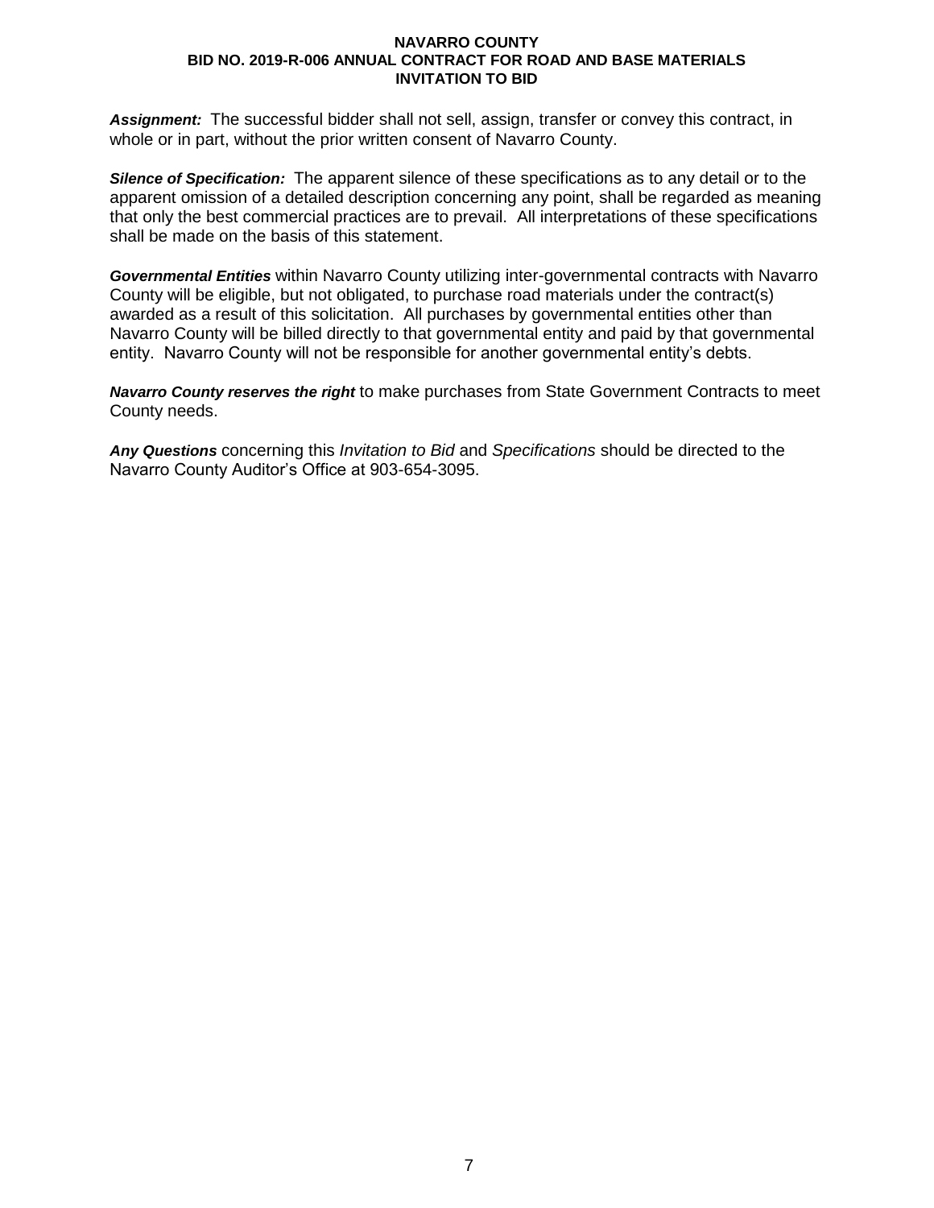***Assignment:*** The successful bidder shall not sell, assign, transfer or convey this contract, in whole or in part, without the prior written consent of Navarro County.

***Silence of Specification:*** The apparent silence of these specifications as to any detail or to the apparent omission of a detailed description concerning any point, shall be regarded as meaning that only the best commercial practices are to prevail. All interpretations of these specifications shall be made on the basis of this statement.

***Governmental Entities*** within Navarro County utilizing inter-governmental contracts with Navarro County will be eligible, but not obligated, to purchase road materials under the contract(s) awarded as a result of this solicitation. All purchases by governmental entities other than Navarro County will be billed directly to that governmental entity and paid by that governmental entity. Navarro County will not be responsible for another governmental entity's debts.

***Navarro County reserves the right*** to make purchases from State Government Contracts to meet County needs.

***Any Questions*** concerning this *Invitation to Bid* and *Specifications* should be directed to the Navarro County Auditor's Office at 903-654-3095.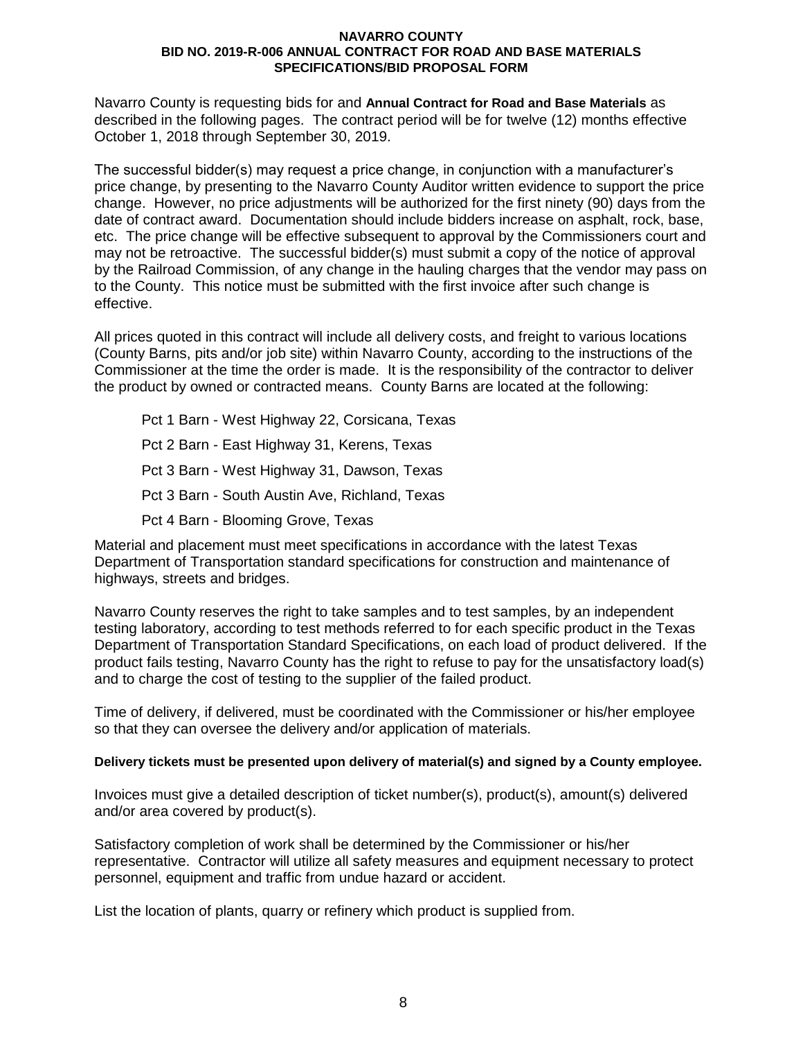**NAVARRO COUNTY**
**BID NO. 2019-R-006 ANNUAL CONTRACT FOR ROAD AND BASE MATERIALS**
**SPECIFICATIONS/BID PROPOSAL FORM**

Navarro County is requesting bids for and **Annual Contract for Road and Base Materials** as described in the following pages. The contract period will be for twelve (12) months effective October 1, 2018 through September 30, 2019.

The successful bidder(s) may request a price change, in conjunction with a manufacturer's price change, by presenting to the Navarro County Auditor written evidence to support the price change. However, no price adjustments will be authorized for the first ninety (90) days from the date of contract award. Documentation should include bidders increase on asphalt, rock, base, etc. The price change will be effective subsequent to approval by the Commissioners court and may not be retroactive. The successful bidder(s) must submit a copy of the notice of approval by the Railroad Commission, of any change in the hauling charges that the vendor may pass on to the County. This notice must be submitted with the first invoice after such change is effective.

All prices quoted in this contract will include all delivery costs, and freight to various locations (County Barns, pits and/or job site) within Navarro County, according to the instructions of the Commissioner at the time the order is made. It is the responsibility of the contractor to deliver the product by owned or contracted means. County Barns are located at the following:

- Pct 1 Barn - West Highway 22, Corsicana, Texas
- Pct 2 Barn - East Highway 31, Kerens, Texas
- Pct 3 Barn - West Highway 31, Dawson, Texas
- Pct 3 Barn - South Austin Ave, Richland, Texas
- Pct 4 Barn - Blooming Grove, Texas

Material and placement must meet specifications in accordance with the latest Texas Department of Transportation standard specifications for construction and maintenance of highways, streets and bridges.

Navarro County reserves the right to take samples and to test samples, by an independent testing laboratory, according to test methods referred to for each specific product in the Texas Department of Transportation Standard Specifications, on each load of product delivered. If the product fails testing, Navarro County has the right to refuse to pay for the unsatisfactory load(s) and to charge the cost of testing to the supplier of the failed product.

Time of delivery, if delivered, must be coordinated with the Commissioner or his/her employee so that they can oversee the delivery and/or application of materials.

**Delivery tickets must be presented upon delivery of material(s) and signed by a County employee.**

Invoices must give a detailed description of ticket number(s), product(s), amount(s) delivered and/or area covered by product(s).

Satisfactory completion of work shall be determined by the Commissioner or his/her representative. Contractor will utilize all safety measures and equipment necessary to protect personnel, equipment and traffic from undue hazard or accident.

List the location of plants, quarry or refinery which product is supplied from.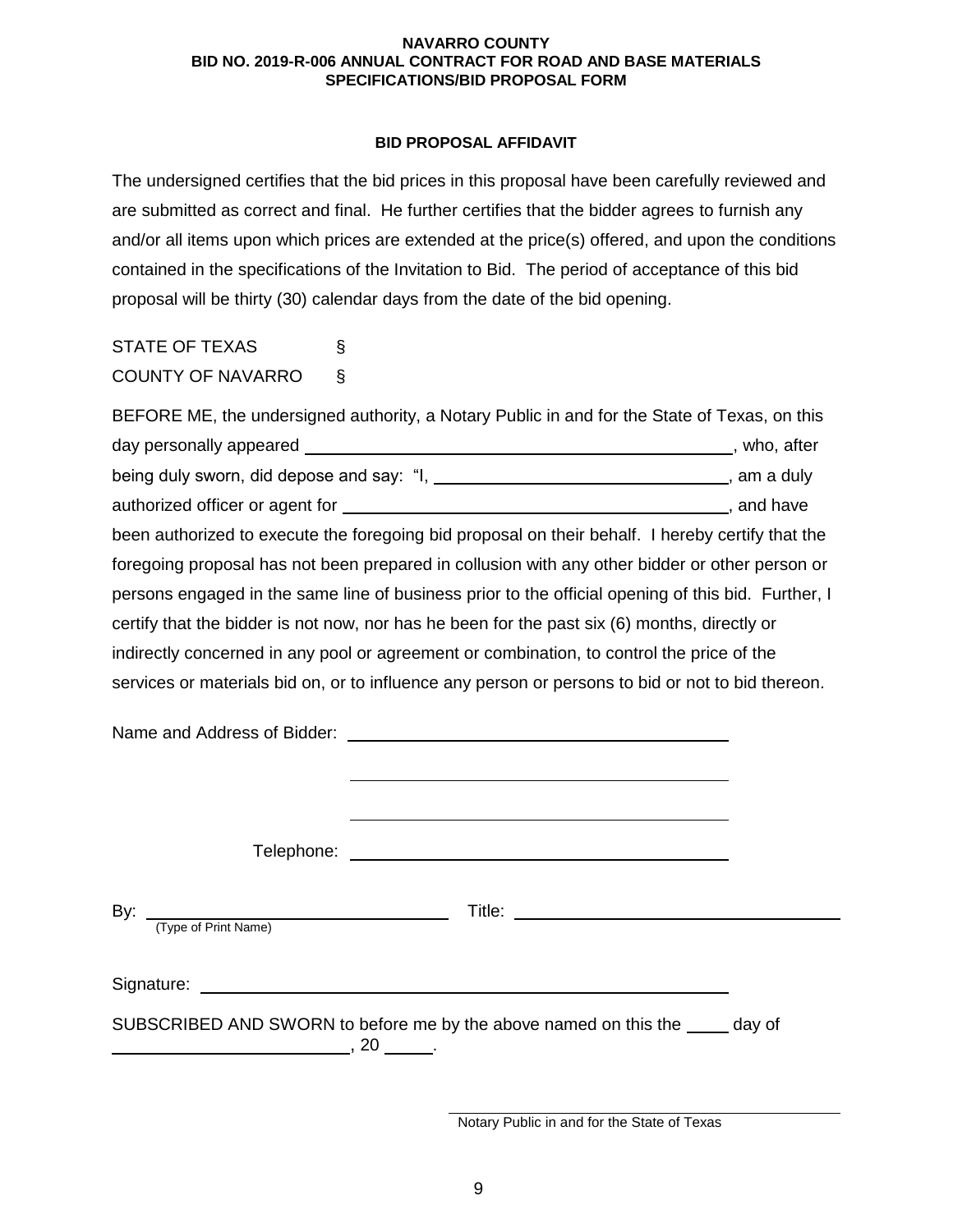NAVARRO COUNTY
BID NO. 2019-R-006 ANNUAL CONTRACT FOR ROAD AND BASE MATERIALS
SPECIFICATIONS/BID PROPOSAL FORM

## BID PROPOSAL AFFIDAVIT

The undersigned certifies that the bid prices in this proposal have been carefully reviewed and are submitted as correct and final. He further certifies that the bidder agrees to furnish any and/or all items upon which prices are extended at the price(s) offered, and upon the conditions contained in the specifications of the Invitation to Bid. The period of acceptance of this bid proposal will be thirty (30) calendar days from the date of the bid opening.

STATE OF TEXAS §
COUNTY OF NAVARRO §

BEFORE ME, the undersigned authority, a Notary Public in and for the State of Texas, on this day personally appeared ______________________________, who, after being duly sworn, did depose and say: "I, ______________________________, am a duly authorized officer or agent for ______________________________, and have been authorized to execute the foregoing bid proposal on their behalf. I hereby certify that the foregoing proposal has not been prepared in collusion with any other bidder or other person or persons engaged in the same line of business prior to the official opening of this bid. Further, I certify that the bidder is not now, nor has he been for the past six (6) months, directly or indirectly concerned in any pool or agreement or combination, to control the price of the services or materials bid on, or to influence any person or persons to bid or not to bid thereon.

Name and Address of Bidder: ______________________________

______________________________

______________________________

Telephone: ______________________________

By: ______________________________ Title: ______________________________
(Type of Print Name)

Signature: ______________________________

SUBSCRIBED AND SWORN to before me by the above named on this the _____ day of ______________________, 20 _____.

______________________________
Notary Public in and for the State of Texas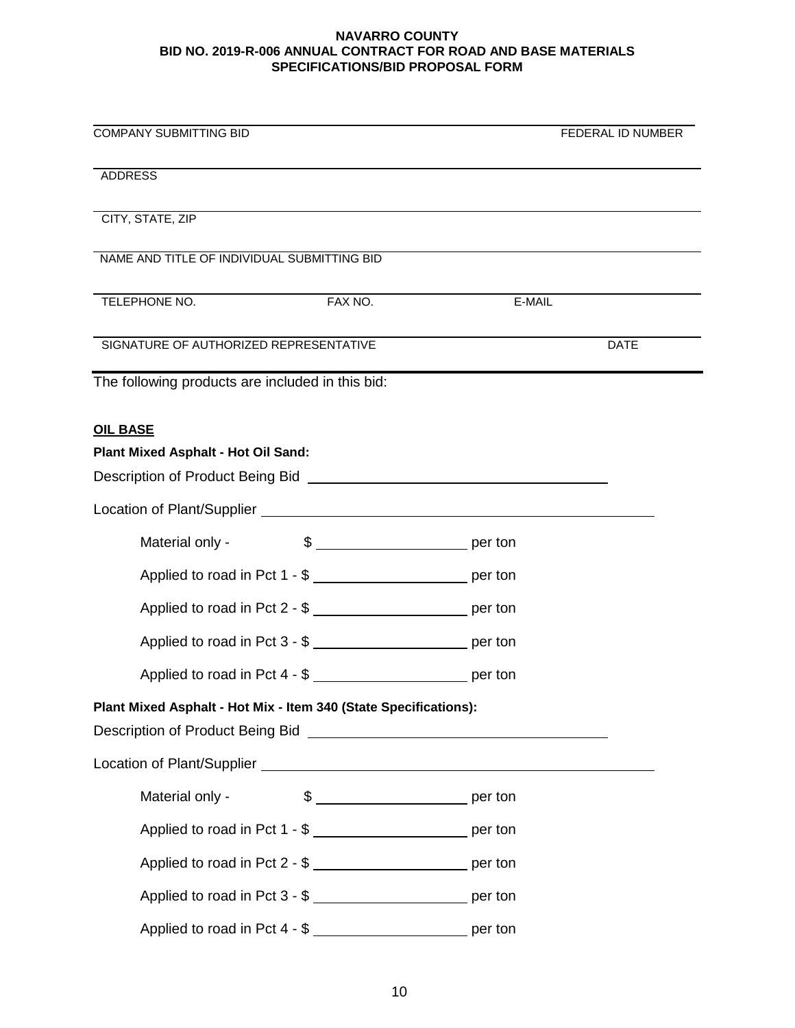**NAVARRO COUNTY**
**BID NO. 2019-R-006 ANNUAL CONTRACT FOR ROAD AND BASE MATERIALS**
**SPECIFICATIONS/BID PROPOSAL FORM**

COMPANY SUBMITTING BID ______________________________ FEDERAL ID NUMBER

ADDRESS ______________________________

CITY, STATE, ZIP ______________________________

NAME AND TITLE OF INDIVIDUAL SUBMITTING BID ______________________________

TELEPHONE NO. ____________ FAX NO. ____________ E-MAIL ____________

SIGNATURE OF AUTHORIZED REPRESENTATIVE ______________________________ DATE

The following products are included in this bid:

**OIL BASE**

**Plant Mixed Asphalt - Hot Oil Sand:**

Description of Product Being Bid ______________________________

Location of Plant/Supplier ______________________________

Material only - $ ____________ per ton

Applied to road in Pct 1 - $ ____________ per ton

Applied to road in Pct 2 - $ ____________ per ton

Applied to road in Pct 3 - $ ____________ per ton

Applied to road in Pct 4 - $ ____________ per ton

**Plant Mixed Asphalt - Hot Mix - Item 340 (State Specifications):**

Description of Product Being Bid ______________________________

Location of Plant/Supplier ______________________________

Material only - $ ____________ per ton

Applied to road in Pct 1 - $ ____________ per ton

Applied to road in Pct 2 - $ ____________ per ton

Applied to road in Pct 3 - $ ____________ per ton

Applied to road in Pct 4 - $ ____________ per ton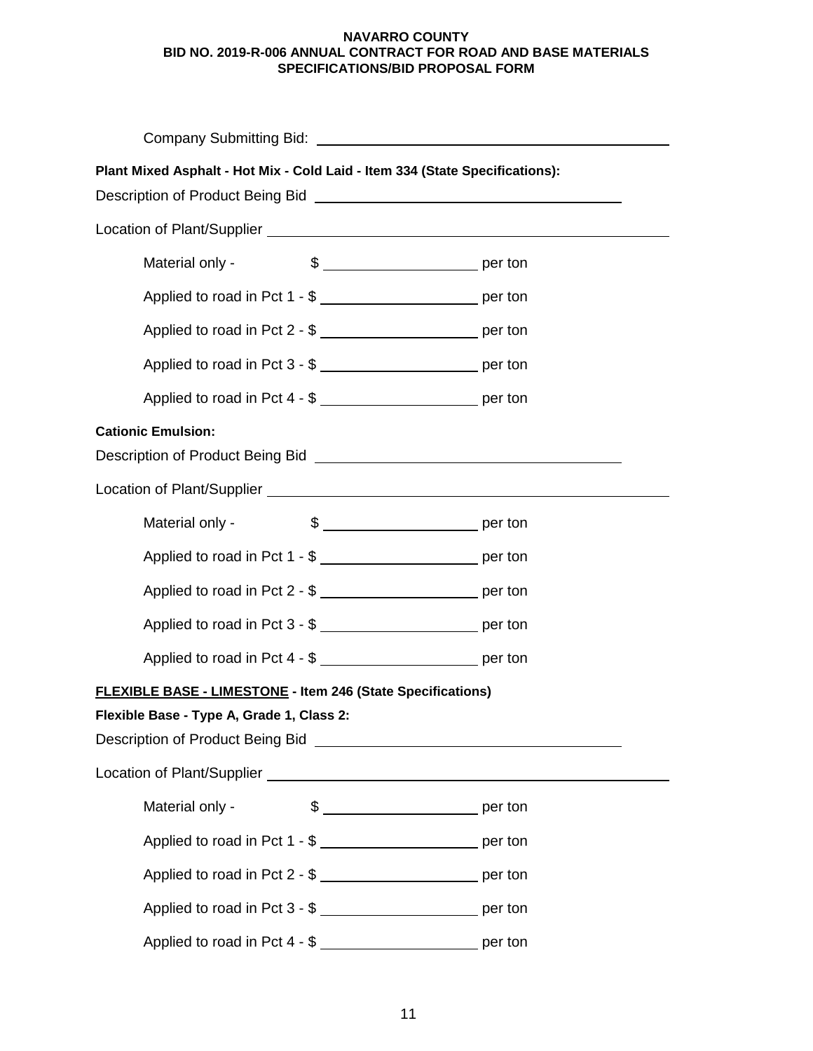**NAVARRO COUNTY**
**BID NO. 2019-R-006 ANNUAL CONTRACT FOR ROAD AND BASE MATERIALS**
**SPECIFICATIONS/BID PROPOSAL FORM**

Company Submitting Bid: ______________________________________________

**Plant Mixed Asphalt - Hot Mix - Cold Laid - Item 334 (State Specifications):**

Description of Product Being Bid ________________________________________

Location of Plant/Supplier ______________________________________________

Material only - $ ____________________ per ton

Applied to road in Pct 1 - $ ____________________ per ton

Applied to road in Pct 2 - $ ____________________ per ton

Applied to road in Pct 3 - $ ____________________ per ton

Applied to road in Pct 4 - $ ____________________ per ton

**Cationic Emulsion:**

Description of Product Being Bid ________________________________________

Location of Plant/Supplier ______________________________________________

Material only - $ ____________________ per ton

Applied to road in Pct 1 - $ ____________________ per ton

Applied to road in Pct 2 - $ ____________________ per ton

Applied to road in Pct 3 - $ ____________________ per ton

Applied to road in Pct 4 - $ ____________________ per ton

**FLEXIBLE BASE - LIMESTONE - Item 246 (State Specifications)**

**Flexible Base - Type A, Grade 1, Class 2:**

Description of Product Being Bid ________________________________________

Location of Plant/Supplier ______________________________________________

Material only - $ ____________________ per ton

Applied to road in Pct 1 - $ ____________________ per ton

Applied to road in Pct 2 - $ ____________________ per ton

Applied to road in Pct 3 - $ ____________________ per ton

Applied to road in Pct 4 - $ ____________________ per ton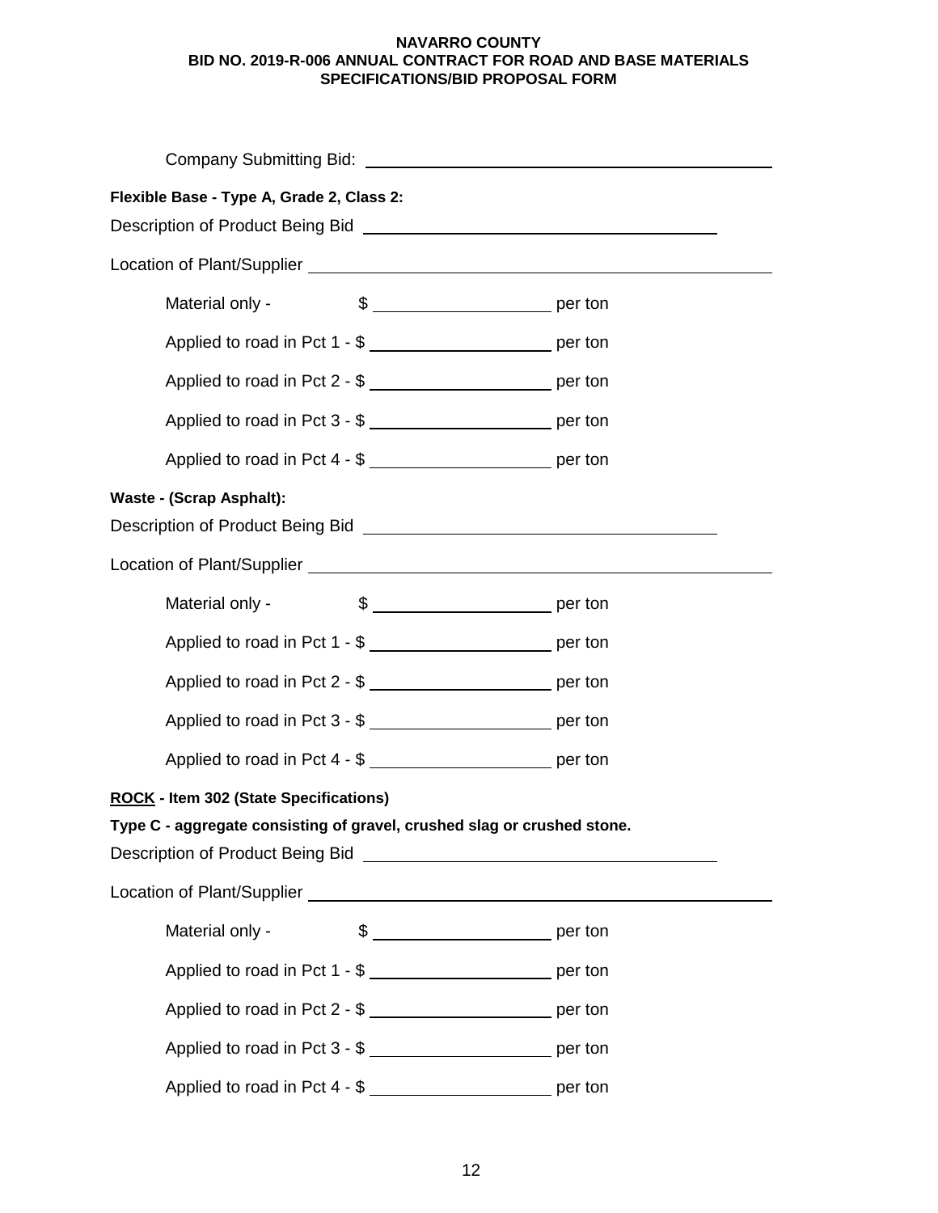**NAVARRO COUNTY**
**BID NO. 2019-R-006 ANNUAL CONTRACT FOR ROAD AND BASE MATERIALS**
**SPECIFICATIONS/BID PROPOSAL FORM**

Company Submitting Bid: ______________________________________________

**Flexible Base - Type A, Grade 2, Class 2:**

Description of Product Being Bid ______________________________________

Location of Plant/Supplier ___________________________________________

Material only - $ ____________________ per ton

Applied to road in Pct 1 - $ ____________________ per ton

Applied to road in Pct 2 - $ ____________________ per ton

Applied to road in Pct 3 - $ ____________________ per ton

Applied to road in Pct 4 - $ ____________________ per ton

**Waste - (Scrap Asphalt):**

Description of Product Being Bid ______________________________________

Location of Plant/Supplier ___________________________________________

Material only - $ ____________________ per ton

Applied to road in Pct 1 - $ ____________________ per ton

Applied to road in Pct 2 - $ ____________________ per ton

Applied to road in Pct 3 - $ ____________________ per ton

Applied to road in Pct 4 - $ ____________________ per ton

**ROCK - Item 302 (State Specifications)**

**Type C - aggregate consisting of gravel, crushed slag or crushed stone.**

Description of Product Being Bid ______________________________________

Location of Plant/Supplier ___________________________________________

Material only - $ ____________________ per ton

Applied to road in Pct 1 - $ ____________________ per ton

Applied to road in Pct 2 - $ ____________________ per ton

Applied to road in Pct 3 - $ ____________________ per ton

Applied to road in Pct 4 - $ ____________________ per ton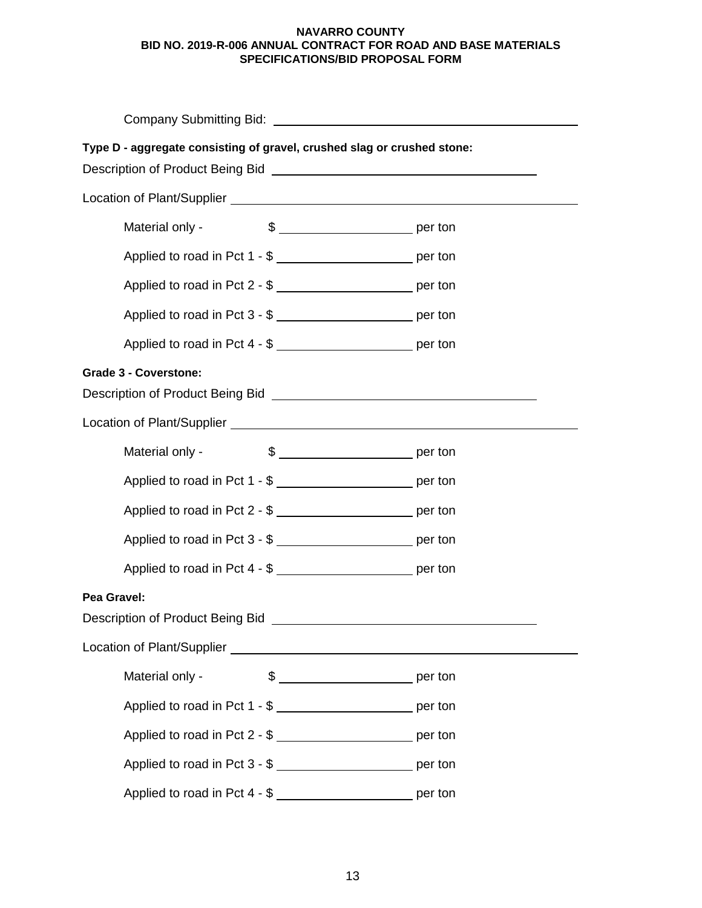Company Submitting Bid: ____________________________________________

**Type D - aggregate consisting of gravel, crushed slag or crushed stone:**

Description of Product Being Bid ____________________________________

Location of Plant/Supplier _____________________________________________

Material only - $ __________________ per ton

Applied to road in Pct 1 - $ __________________ per ton

Applied to road in Pct 2 - $ __________________ per ton

Applied to road in Pct 3 - $ __________________ per ton

Applied to road in Pct 4 - $ __________________ per ton

**Grade 3 - Coverstone:**

Description of Product Being Bid ____________________________________

Location of Plant/Supplier _____________________________________________

Material only - $ __________________ per ton

Applied to road in Pct 1 - $ __________________ per ton

Applied to road in Pct 2 - $ __________________ per ton

Applied to road in Pct 3 - $ __________________ per ton

Applied to road in Pct 4 - $ __________________ per ton

**Pea Gravel:**

Description of Product Being Bid ____________________________________

Location of Plant/Supplier _____________________________________________

Material only - $ __________________ per ton

Applied to road in Pct 1 - $ __________________ per ton

Applied to road in Pct 2 - $ __________________ per ton

Applied to road in Pct 3 - $ __________________ per ton

Applied to road in Pct 4 - $ __________________ per ton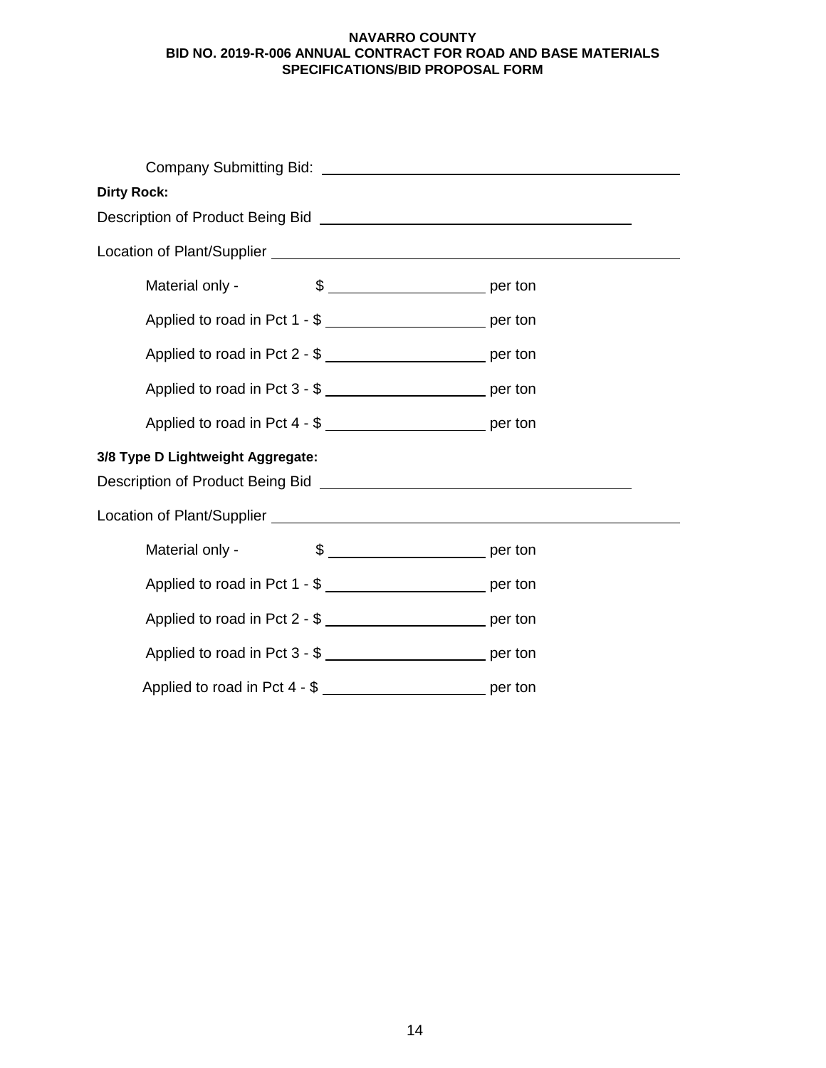**NAVARRO COUNTY**
**BID NO. 2019-R-006 ANNUAL CONTRACT FOR ROAD AND BASE MATERIALS**
**SPECIFICATIONS/BID PROPOSAL FORM**

Company Submitting Bid: ______________________________________________

**Dirty Rock:**

Description of Product Being Bid ________________________________________

Location of Plant/Supplier ______________________________________________

Material only - $ ____________________ per ton

Applied to road in Pct 1 - $ ____________________ per ton

Applied to road in Pct 2 - $ ____________________ per ton

Applied to road in Pct 3 - $ ____________________ per ton

Applied to road in Pct 4 - $ ____________________ per ton

**3/8 Type D Lightweight Aggregate:**

Description of Product Being Bid ________________________________________

Location of Plant/Supplier ______________________________________________

Material only - $ ____________________ per ton

Applied to road in Pct 1 - $ ____________________ per ton

Applied to road in Pct 2 - $ ____________________ per ton

Applied to road in Pct 3 - $ ____________________ per ton

Applied to road in Pct 4 - $ ____________________ per ton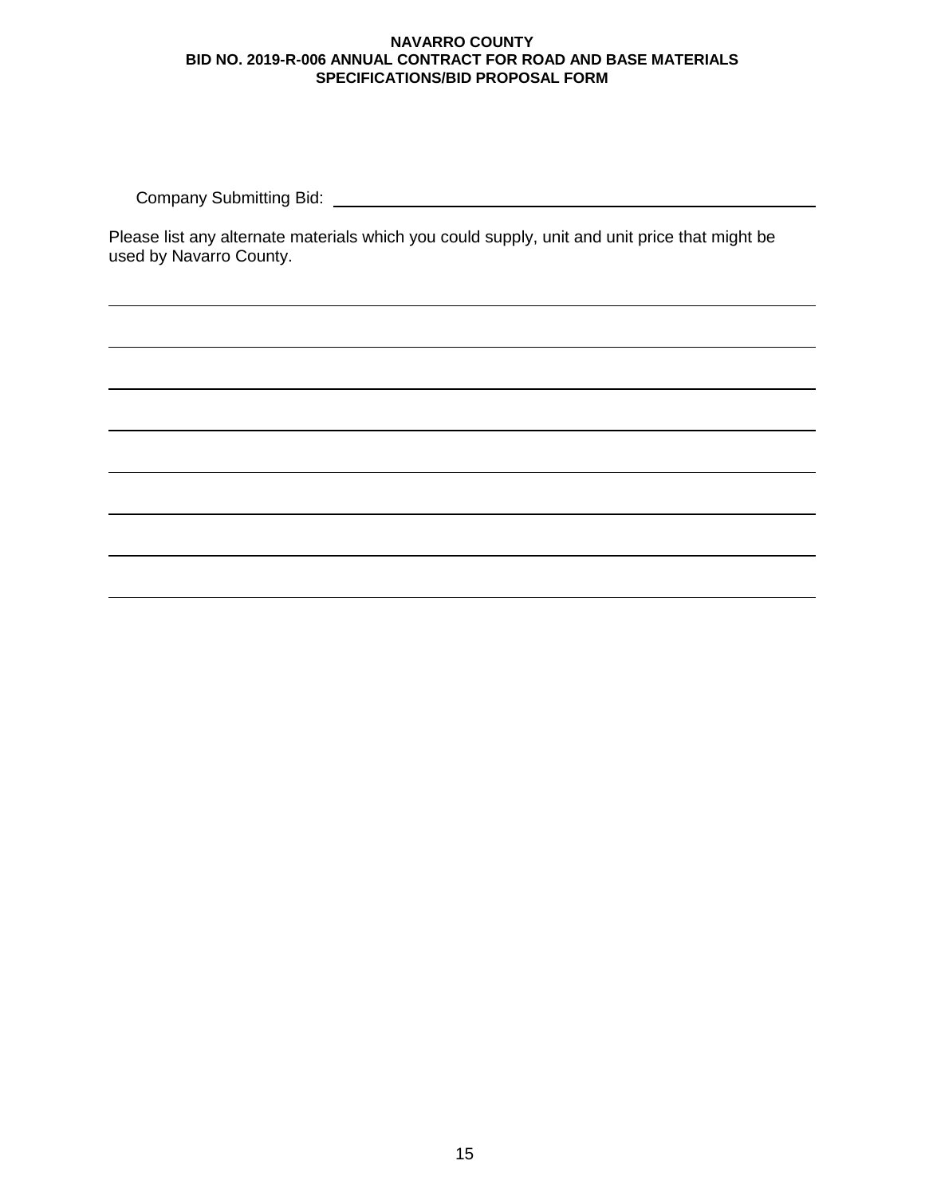Company Submitting Bid: ______________________________________________

Please list any alternate materials which you could supply, unit and unit price that might be used by Navarro County.

______________________________________________________________________

______________________________________________________________________

______________________________________________________________________

______________________________________________________________________

______________________________________________________________________

______________________________________________________________________

______________________________________________________________________

______________________________________________________________________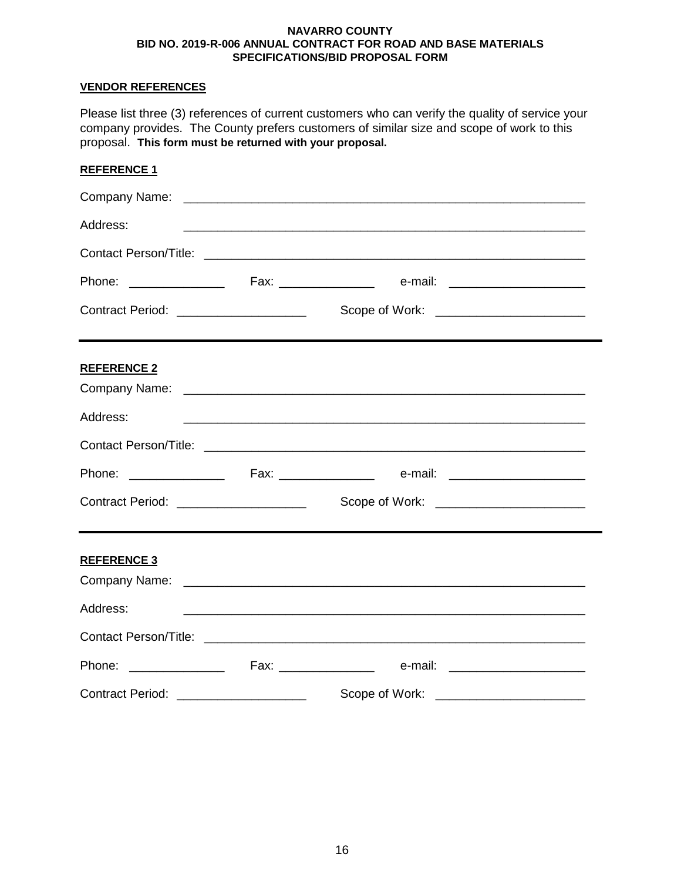**NAVARRO COUNTY**
**BID NO. 2019-R-006 ANNUAL CONTRACT FOR ROAD AND BASE MATERIALS**
**SPECIFICATIONS/BID PROPOSAL FORM**

**VENDOR REFERENCES**

Please list three (3) references of current customers who can verify the quality of service your company provides. The County prefers customers of similar size and scope of work to this proposal. **This form must be returned with your proposal.**

**REFERENCE 1**

Company Name: ____________________________________________________________

Address: ____________________________________________________________

Contact Person/Title: ____________________________________________________________

Phone: ______________ Fax: ______________ e-mail: ____________________

Contract Period: ___________________ Scope of Work: _____________________

---

**REFERENCE 2**

Company Name: ____________________________________________________________

Address: ____________________________________________________________

Contact Person/Title: ____________________________________________________________

Phone: ______________ Fax: ______________ e-mail: ____________________

Contract Period: ___________________ Scope of Work: _____________________

---

**REFERENCE 3**

Company Name: ____________________________________________________________

Address: ____________________________________________________________

Contact Person/Title: ____________________________________________________________

Phone: ______________ Fax: ______________ e-mail: ____________________

Contract Period: ___________________ Scope of Work: _____________________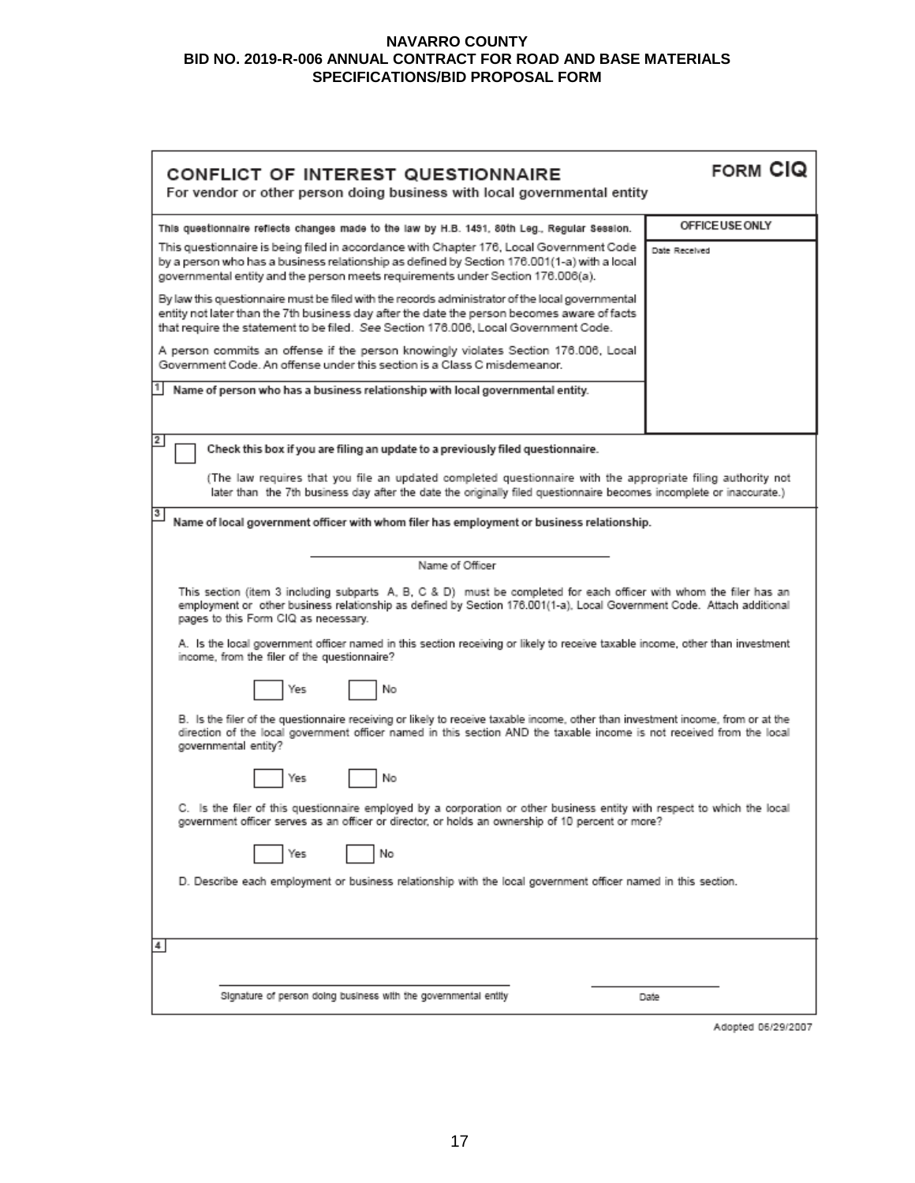**NAVARRO COUNTY**
**BID NO. 2019-R-006 ANNUAL CONTRACT FOR ROAD AND BASE MATERIALS**
**SPECIFICATIONS/BID PROPOSAL FORM**

# CONFLICT OF INTEREST QUESTIONNAIRE

**FORM CIQ**

For vendor or other person doing business with local governmental entity

**This questionnaire reflects changes made to the law by H.B. 1491, 80th Leg., Regular Session.**

**OFFICE USE ONLY**

Date Received

This questionnaire is being filed in accordance with Chapter 176, Local Government Code by a person who has a business relationship as defined by Section 176.001(1-a) with a local governmental entity and the person meets requirements under Section 176.006(a).

By law this questionnaire must be filed with the records administrator of the local governmental entity not later than the 7th business day after the date the person becomes aware of facts that require the statement to be filed. *See* Section 176.006, Local Government Code.

A person commits an offense if the person knowingly violates Section 176.006, Local Government Code. An offense under this section is a Class C misdemeanor.

**1** **Name of person who has a business relationship with local governmental entity.**

**2** ☐ **Check this box if you are filing an update to a previously filed questionnaire.**

(The law requires that you file an updated completed questionnaire with the appropriate filing authority not later than the 7th business day after the date the originally filed questionnaire becomes incomplete or inaccurate.)

**3** **Name of local government officer with whom filer has employment or business relationship.**

\_\_\_\_\_\_\_\_\_\_\_\_\_\_\_\_\_\_\_\_\_\_\_\_\_\_\_\_\_\_\_\_\_\_\_\_\_\_
Name of Officer

This section (item 3 including subparts A, B, C & D) must be completed for each officer with whom the filer has an employment or other business relationship as defined by Section 176.001(1-a), Local Government Code. Attach additional pages to this Form CIQ as necessary.

A. Is the local government officer named in this section receiving or likely to receive taxable income, other than investment income, from the filer of the questionnaire?

☐ Yes ☐ No

B. Is the filer of the questionnaire receiving or likely to receive taxable income, other than investment income, from or at the direction of the local government officer named in this section AND the taxable income is not received from the local governmental entity?

☐ Yes ☐ No

C. Is the filer of this questionnaire employed by a corporation or other business entity with respect to which the local government officer serves as an officer or director, or holds an ownership of 10 percent or more?

☐ Yes ☐ No

D. Describe each employment or business relationship with the local government officer named in this section.

**4**

\_\_\_\_\_\_\_\_\_\_\_\_\_\_\_\_\_\_\_\_\_\_\_\_\_\_\_\_\_\_\_\_\_\_\_\_\_\_ \_\_\_\_\_\_\_\_\_\_\_\_\_\_\_\_\_\_
Signature of person doing business with the governmental entity Date

Adopted 06/29/2007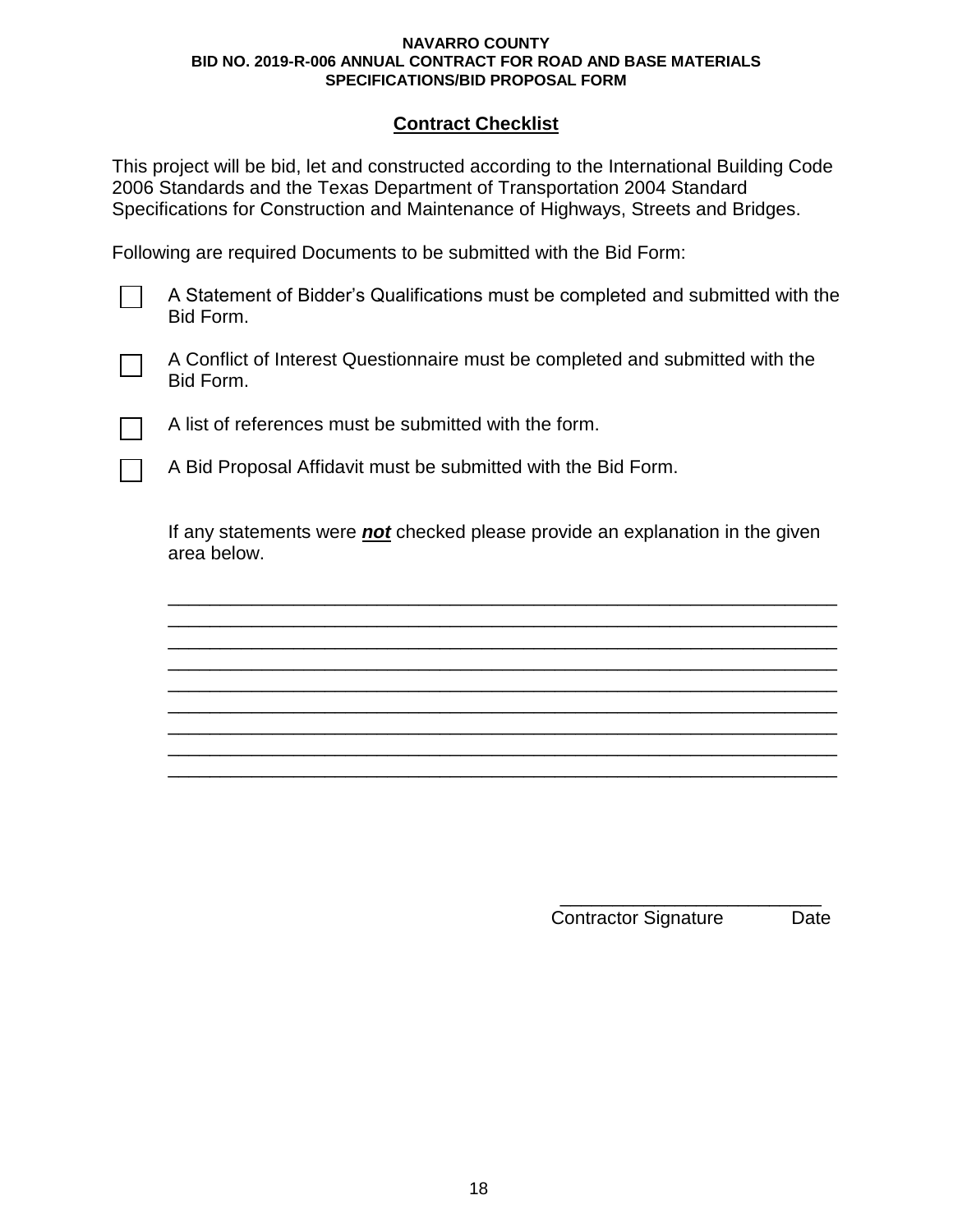**NAVARRO COUNTY**
**BID NO. 2019-R-006 ANNUAL CONTRACT FOR ROAD AND BASE MATERIALS**
**SPECIFICATIONS/BID PROPOSAL FORM**

## Contract Checklist

This project will be bid, let and constructed according to the International Building Code 2006 Standards and the Texas Department of Transportation 2004 Standard Specifications for Construction and Maintenance of Highways, Streets and Bridges.

Following are required Documents to be submitted with the Bid Form:

- [ ] A Statement of Bidder's Qualifications must be completed and submitted with the Bid Form.
- [ ] A Conflict of Interest Questionnaire must be completed and submitted with the Bid Form.
- [ ] A list of references must be submitted with the form.
- [ ] A Bid Proposal Affidavit must be submitted with the Bid Form.

If any statements were ***not*** checked please provide an explanation in the given area below.

_________________________________________________________________
_________________________________________________________________
_________________________________________________________________
_________________________________________________________________
_________________________________________________________________
_________________________________________________________________
_________________________________________________________________
_________________________________________________________________
_________________________________________________________________

_________________________
Contractor Signature Date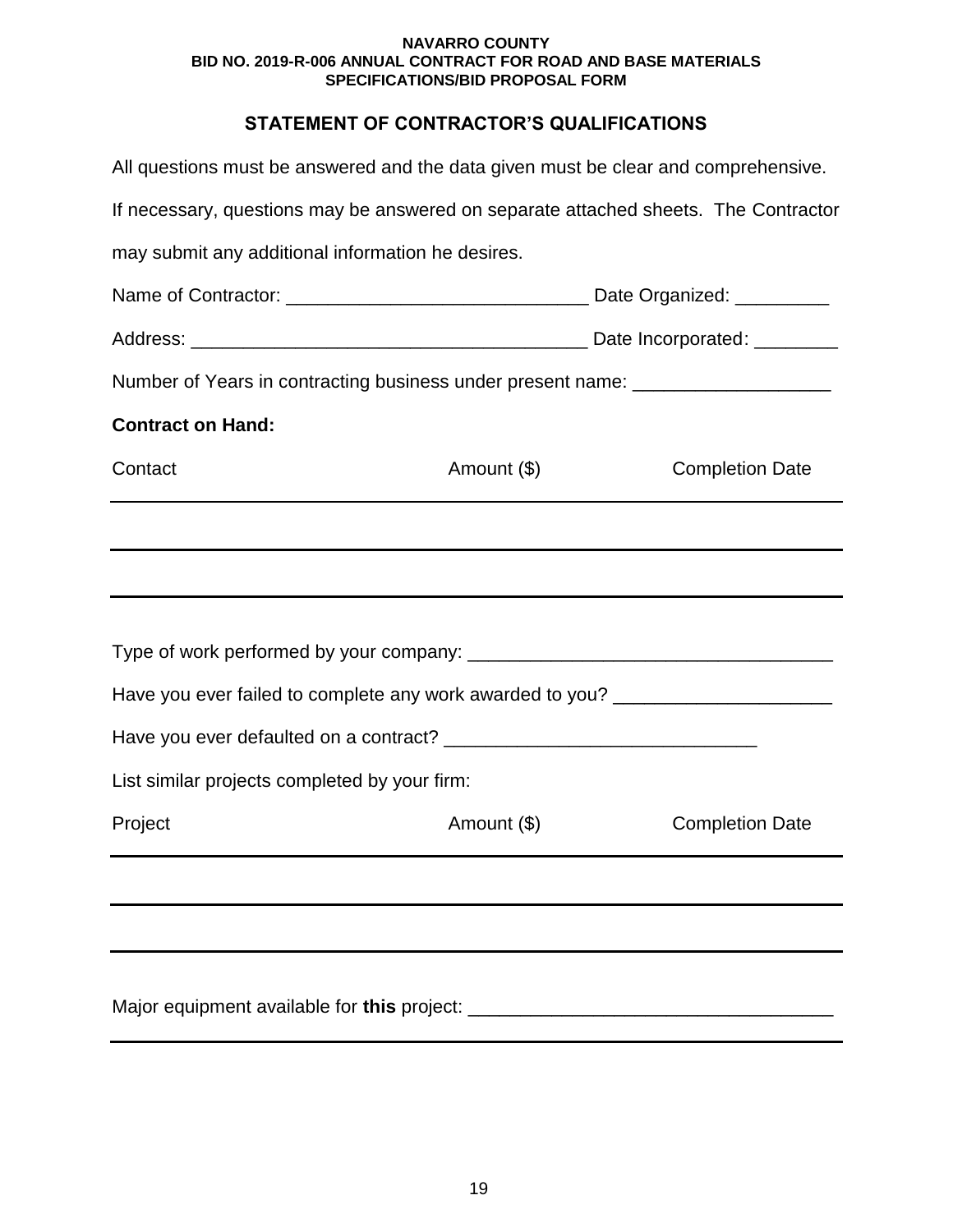**NAVARRO COUNTY**
**BID NO. 2019-R-006 ANNUAL CONTRACT FOR ROAD AND BASE MATERIALS**
**SPECIFICATIONS/BID PROPOSAL FORM**

## STATEMENT OF CONTRACTOR'S QUALIFICATIONS

All questions must be answered and the data given must be clear and comprehensive. If necessary, questions may be answered on separate attached sheets. The Contractor may submit any additional information he desires.

Name of Contractor: _____________________________ Date Organized: _________

Address: ______________________________________ Date Incorporated: ________

Number of Years in contracting business under present name: ___________________

**Contract on Hand:**

| Contact | Amount ($) | Completion Date |
|---|---|---|
| | | |
| | | |
| | | |

Type of work performed by your company: ___________________________________

Have you ever failed to complete any work awarded to you? ____________________

Have you ever defaulted on a contract? _____________________________

List similar projects completed by your firm:

| Project | Amount ($) | Completion Date |
|---|---|---|
| | | |
| | | |
| | | |

Major equipment available for **this** project: ___________________________________

_______________________________________________________________________